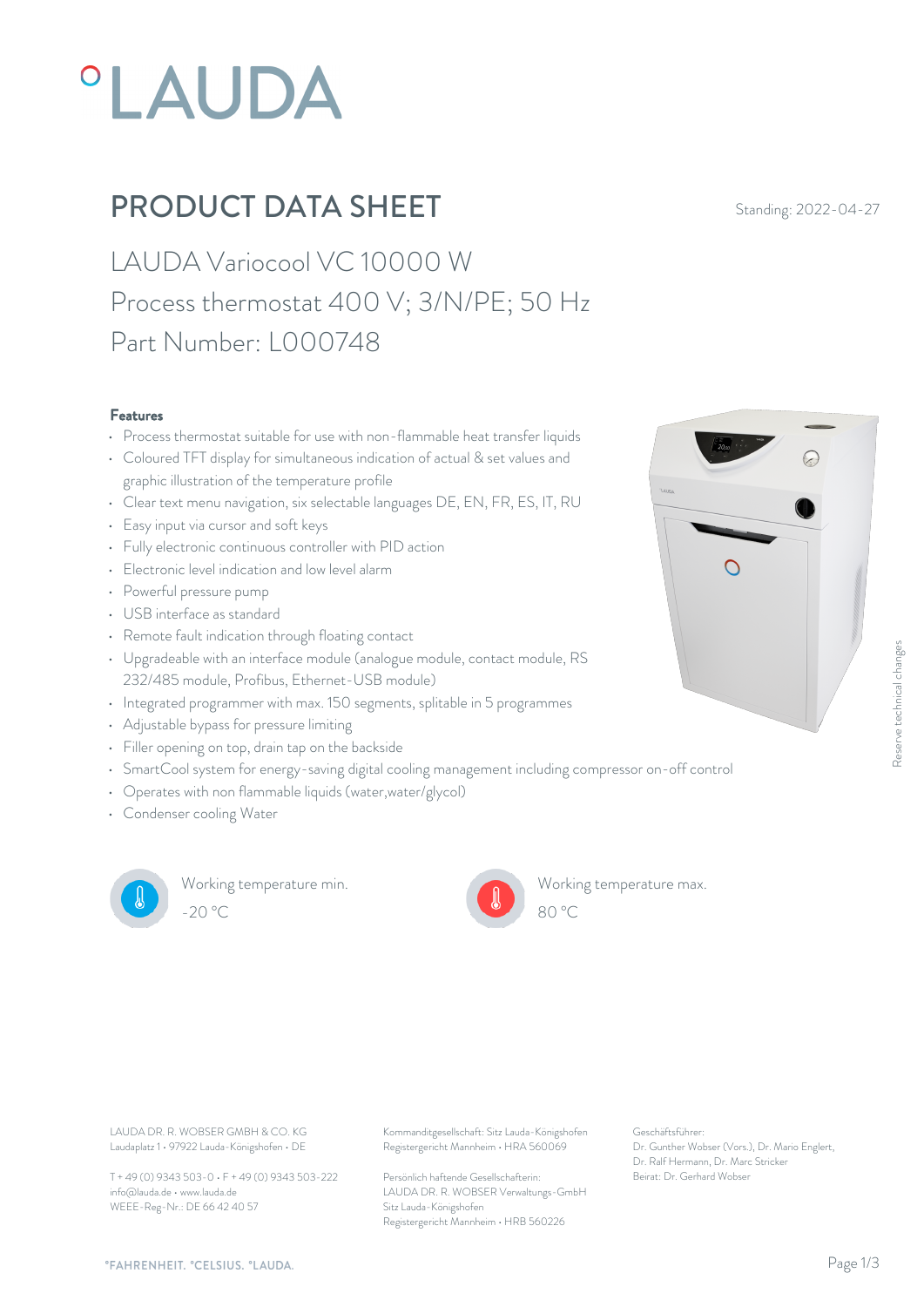# PRODUCT DATA SHEET

Standing: 2022-04-27

## LAUDA Variocool VC 10000 W

## Process thermostat 400 V; 3/N/PE; 50 Hz

## Part Number: L000748

### Features

- Process thermostat suitable for use with non-flammable heat transfer liquids
- Coloured TFT display for simultaneous indication of actual & set values and graphic illustration of the temperature profile
- Clear text menu navigation, six selectable languages DE, EN, FR, ES, IT, RU
- Easy input via cursor and soft keys
- Fully electronic continuous controller with PID action
- Electronic level indication and low level alarm
- Powerful pressure pump
- USB interface as standard
- Remote fault indication through floating contact
- Upgradeable with an interface module (analogue module, contact module, RS 232/485 module, Profibus, Ethernet-USB module)
- Integrated programmer with max. 150 segments, splitable in 5 programmes
- Adjustable bypass for pressure limiting
- Filler opening on top, drain tap on the backside
- SmartCool system for energy-saving digital cooling management including compressor on-off control
- Operates with non flammable liquids (water,water/glycol)
- Condenser cooling Water

Working temperature min.
-20 °C

Working temperature max.
80 °C

Reserve technical changes

LAUDA DR. R. WOBSER GMBH & CO. KG
Laudaplatz 1 • 97922 Lauda-Königshofen • DE

T + 49 (0) 9343 503-0 • F + 49 (0) 9343 503-222
info@lauda.de • www.lauda.de
WEEE-Reg-Nr.: DE 66 42 40 57

Kommanditgesellschaft: Sitz Lauda-Königshofen
Registergericht Mannheim • HRA 560069

Persönlich haftende Gesellschafterin:
LAUDA DR. R. WOBSER Verwaltungs-GmbH
Sitz Lauda-Königshofen
Registergericht Mannheim • HRB 560226

Geschäftsführer:
Dr. Gunther Wobser (Vors.), Dr. Mario Englert, Dr. Ralf Hermann, Dr. Marc Stricker
Beirat: Dr. Gerhard Wobser

°FAHRENHEIT. °CELSIUS. °LAUDA.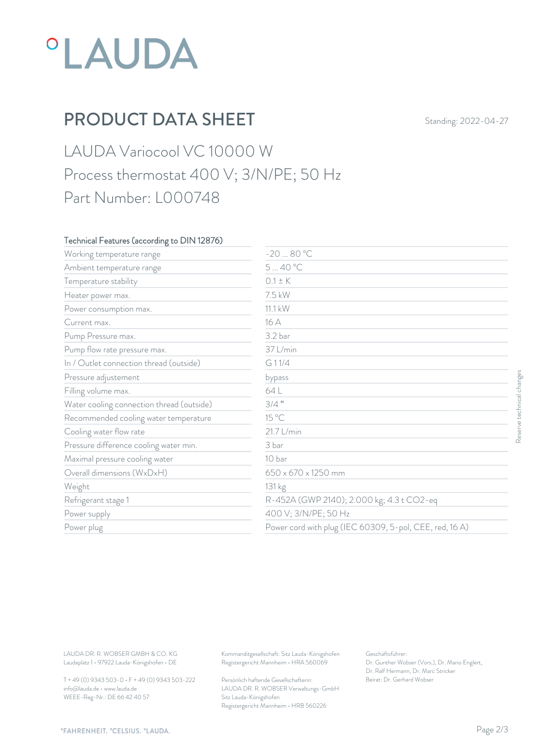# PRODUCT DATA SHEET

Standing: 2022-04-27

## LAUDA Variocool VC 10000 W
## Process thermostat 400 V; 3/N/PE; 50 Hz
## Part Number: L000748

| Technical Features (according to DIN 12876) | |
|---|---|
| Working temperature range | -20 ... 80 °C |
| Ambient temperature range | 5 ... 40 °C |
| Temperature stability | 0.1 ± K |
| Heater power max. | 7.5 kW |
| Power consumption max. | 11.1 kW |
| Current max. | 16 A |
| Pump Pressure max. | 3.2 bar |
| Pump flow rate pressure max. | 37 L/min |
| In / Outlet connection thread (outside) | G 1 1/4 |
| Pressure adjustement | bypass |
| Filling volume max. | 64 L |
| Water cooling connection thread (outside) | 3/4 " |
| Recommended cooling water temperature | 15 °C |
| Cooling water flow rate | 21.7 L/min |
| Pressure difference cooling water min. | 3 bar |
| Maximal pressure cooling water | 10 bar |
| Overall dimensions (WxDxH) | 650 x 670 x 1250 mm |
| Weight | 131 kg |
| Refrigerant stage 1 | R-452A (GWP 2140); 2.000 kg; 4.3 t $CO_2$-eq |
| Power supply | 400 V; 3/N/PE; 50 Hz |
| Power plug | Power cord with plug (IEC 60309, 5-pol, CEE, red, 16 A) |

Reserve technical changes

LAUDA DR. R. WOBSER GMBH & CO. KG
Laudaplatz 1 • 97922 Lauda-Königshofen • DE

T + 49 (0) 9343 503-0 • F + 49 (0) 9343 503-222
info@lauda.de • www.lauda.de
WEEE-Reg-Nr.: DE 66 42 40 57

Kommanditgesellschaft: Sitz Lauda-Königshofen
Registergericht Mannheim • HRA 560069

Persönlich haftende Gesellschafterin:
LAUDA DR. R. WOBSER Verwaltungs-GmbH
Sitz Lauda-Königshofen
Registergericht Mannheim • HRB 560226

Geschäftsführer:
Dr. Gunther Wobser (Vors.), Dr. Mario Englert, Dr. Ralf Hermann, Dr. Marc Stricker
Beirat: Dr. Gerhard Wobser

°FAHRENHEIT. °CELSIUS. °LAUDA.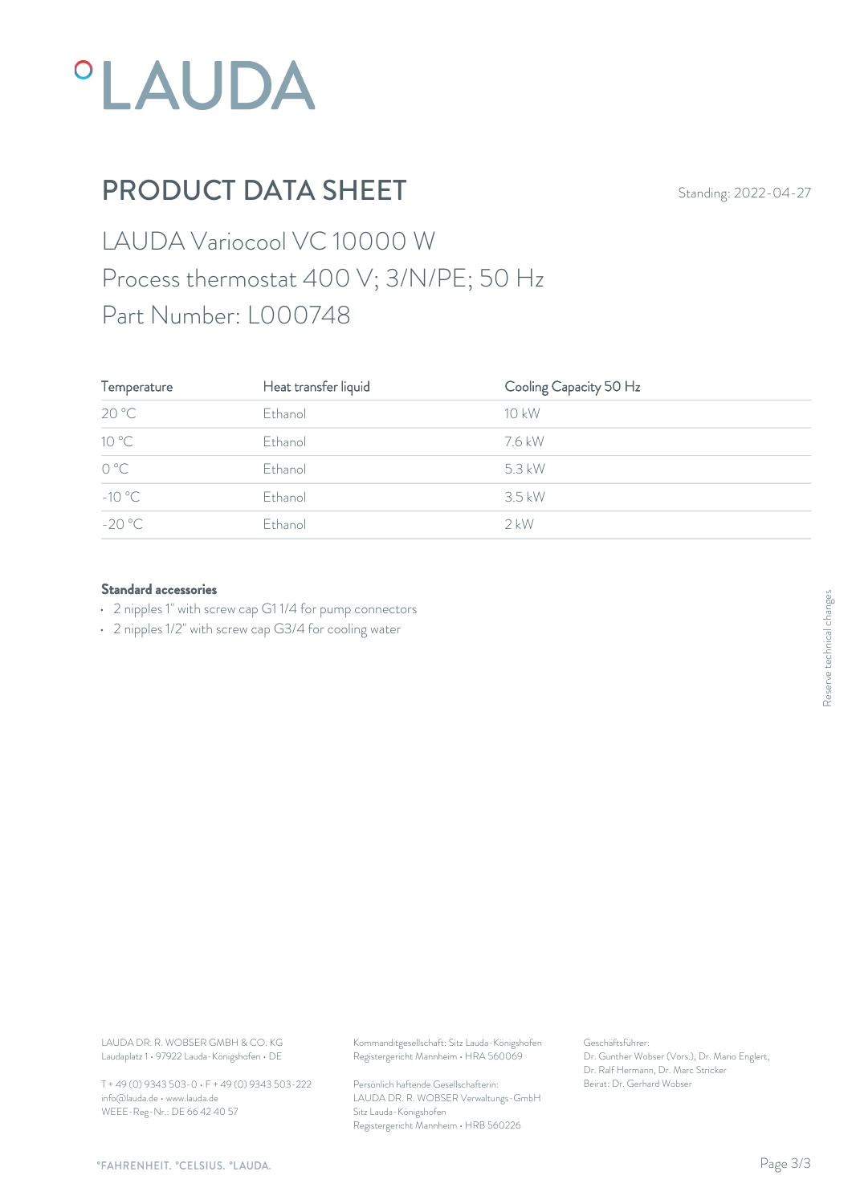# PRODUCT DATA SHEET

Standing: 2022-04-27

## LAUDA Variocool VC 10000 W
## Process thermostat 400 V; 3/N/PE; 50 Hz
## Part Number: L000748

| Temperature | Heat transfer liquid | Cooling Capacity 50 Hz |
| --- | --- | --- |
| 20 °C | Ethanol | 10 kW |
| 10 °C | Ethanol | 7.6 kW |
| 0 °C | Ethanol | 5.3 kW |
| -10 °C | Ethanol | 3.5 kW |
| -20 °C | Ethanol | 2 kW |

**Standard accessories**

- 2 nipples 1" with screw cap G1 1/4 for pump connectors
- 2 nipples 1/2" with screw cap G3/4 for cooling water

Reserve technical changes

LAUDA DR. R. WOBSER GMBH & CO. KG
Laudaplatz 1 • 97922 Lauda-Königshofen • DE

T + 49 (0) 9343 503-0 • F + 49 (0) 9343 503-222
info@lauda.de • www.lauda.de
WEEE-Reg-Nr.: DE 66 42 40 57

Kommanditgesellschaft: Sitz Lauda-Königshofen
Registergericht Mannheim • HRA 560069

Persönlich haftende Gesellschafterin:
LAUDA DR. R. WOBSER Verwaltungs-GmbH
Sitz Lauda-Königshofen
Registergericht Mannheim • HRB 560226

Geschäftsführer:
Dr. Gunther Wobser (Vors.), Dr. Mario Englert, Dr. Ralf Hermann, Dr. Marc Stricker
Beirat: Dr. Gerhard Wobser

°FAHRENHEIT. °CELSIUS. °LAUDA.